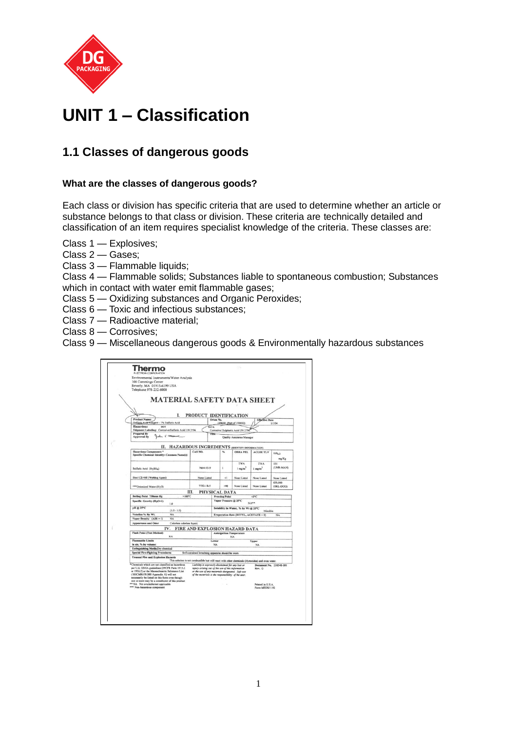# UNIT 1 – Classification

## 1.1 Classes of dangerous goods

### What are the classes of dangerous goods?

Each class or division has specific criteria that are used to determine whether an article or substance belongs to that class or division. These criteria are technically detailed and classification of an item requires specialist knowledge of the criteria. These classes are:

Class 1 — Explosives;
Class 2 — Gases;
Class 3 — Flammable liquids;
Class 4 — Flammable solids; Substances liable to spontaneous combustion; Substances which in contact with water emit flammable gases;
Class 5 — Oxidizing substances and Organic Peroxides;
Class 6 — Toxic and infectious substances;
Class 7 — Radioactive material;
Class 8 — Corrosives;
Class 9 — Miscellaneous dangerous goods & Environmentally hazardous substances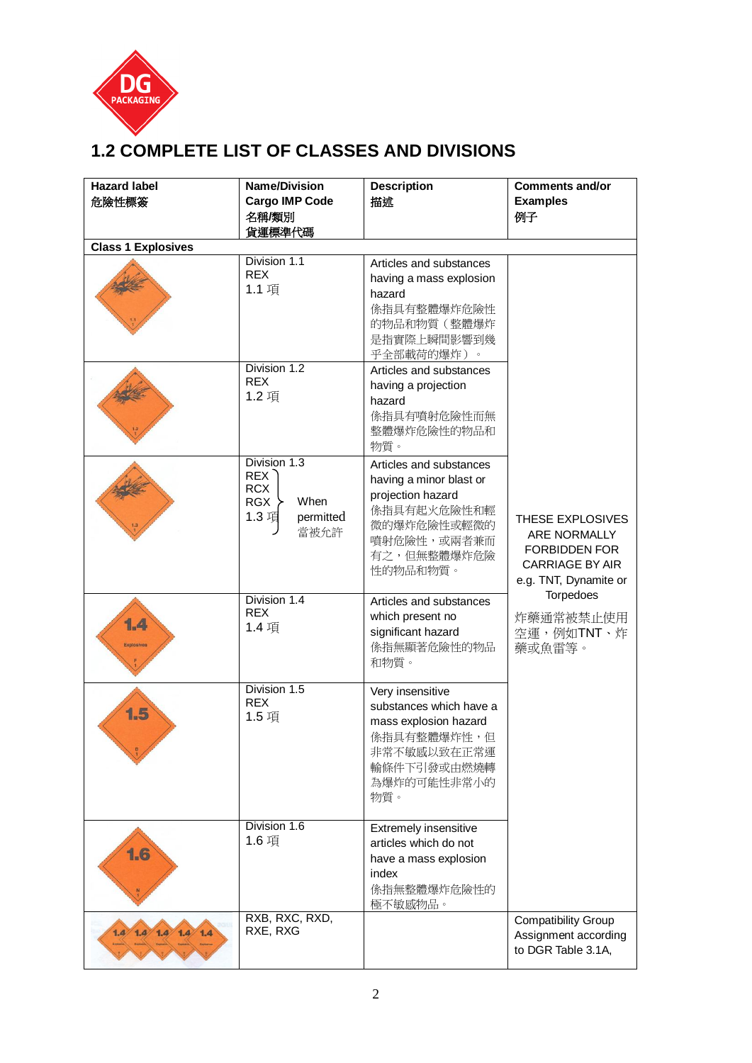## 1.2 COMPLETE LIST OF CLASSES AND DIVISIONS

| Hazard label 危險性標簽 | Name/Division Cargo IMP Code 名稱/類別 貨運標準代碼 | Description 描述 | Comments and/or Examples 例子 |
|---|---|---|---|
| **Class 1 Explosives** | | | |
| | Division 1.1<br>REX<br>1.1 項 | Articles and substances having a mass explosion hazard<br>係指具有整體爆炸危險性的物品和物質（整體爆炸是指實際上瞬間影響到幾乎全部載荷的爆炸）。 | THESE EXPLOSIVES ARE NORMALLY FORBIDDEN FOR CARRIAGE BY AIR e.g. TNT, Dynamite or Torpedoes<br>炸藥通常被禁止使用空運，例如TNT、炸藥或魚雷等。 |
| | Division 1.2<br>REX<br>1.2 項 | Articles and substances having a projection hazard<br>係指具有噴射危險性而無整體爆炸危險性的物品和物質。 | |
| | Division 1.3<br>REX<br>RCX<br>RGX<br>1.3 項<br>When permitted 當被允許 | Articles and substances having a minor blast or projection hazard<br>係指具有起火危險性和輕微的爆炸危險性或輕微的噴射危險性，或兩者兼而有之，但無整體爆炸危險性的物品和物質。 | |
| | Division 1.4<br>REX<br>1.4 項 | Articles and substances which present no significant hazard<br>係指無顯著危險性的物品和物質。 | |
| | Division 1.5<br>REX<br>1.5 項 | Very insensitive substances which have a mass explosion hazard<br>係指具有整體爆炸性，但非常不敏感以致在正常運輸條件下引發或由燃燒轉為爆炸的可能性非常小的物質。 | |
| | Division 1.6<br>1.6 項 | Extremely insensitive articles which do not have a mass explosion index<br>係指無整體爆炸危險性的極不敏感物品。 | |
| | RXB, RXC, RXD, RXE, RXG | | Compatibility Group Assignment according to DGR Table 3.1A, |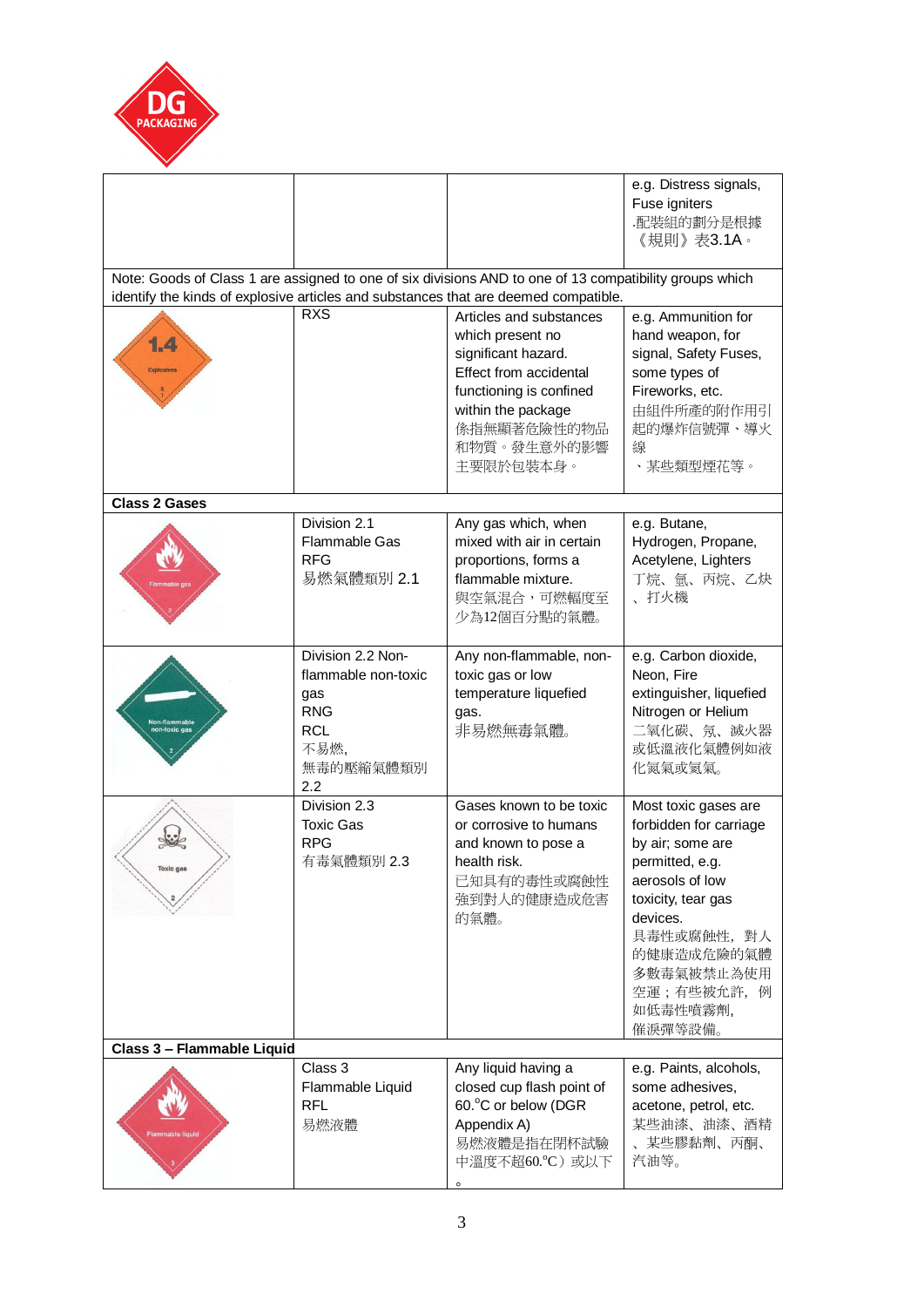|  |  |  | e.g. Distress signals, Fuse igniters .配裝組的劃分是根據《規則》表3.1A。 |
|---|---|---|---|
| Note: Goods of Class 1 are assigned to one of six divisions AND to one of 13 compatibility groups which identify the kinds of explosive articles and substances that are deemed compatible. | | | |
| 1.4 Explosives | RXS | Articles and substances which present no significant hazard. Effect from accidental functioning is confined within the package 係指無顯著危險性的物品和物質。發生意外的影響主要限於包裝本身。 | e.g. Ammunition for hand weapon, for signal, Safety Fuses, some types of Fireworks, etc. 由組件所產的附作用引起的爆炸信號彈、導火線、某些類型煙花等。 |
| **Class 2 Gases** | | | |
| Flammable gas 2 | Division 2.1 Flammable Gas RFG 易燃氣體類別 2.1 | Any gas which, when mixed with air in certain proportions, forms a flammable mixture. 與空氣混合，可燃幅度至少為12個百分點的氣體。 | e.g. Butane, Hydrogen, Propane, Acetylene, Lighters 丁烷、氫、丙烷、乙炔、打火機 |
| Non-flammable non-toxic gas 2 | Division 2.2 Non-flammable non-toxic gas RNG RCL 不易燃, 無毒的壓縮氣體類別 2.2 | Any non-flammable, non-toxic gas or low temperature liquefied gas. 非易燃無毒氣體。 | e.g. Carbon dioxide, Neon, Fire extinguisher, liquefied Nitrogen or Helium 二氧化碳、氖、滅火器或低溫液化氣體例如液化氮氣或氦氣。 |
| Toxic gas 2 | Division 2.3 Toxic Gas RPG 有毒氣體類別 2.3 | Gases known to be toxic or corrosive to humans and known to pose a health risk. 已知具有的毒性或腐蝕性強到對人的健康造成危害的氣體。 | Most toxic gases are forbidden for carriage by air; some are permitted, e.g. aerosols of low toxicity, tear gas devices. 具毒性或腐蝕性，對人的健康造成危險的氣體多數毒氣被禁止為使用空運；有些被允許，例如低毒性噴霧劑，催淚彈等設備。 |
| **Class 3 – Flammable Liquid** | | | |
| Flammable liquid 3 | Class 3 Flammable Liquid RFL 易燃液體 | Any liquid having a closed cup flash point of 60.°C or below (DGR Appendix A) 易燃液體是指在閉杯試驗中溫度不超60.°C）或以下。 | e.g. Paints, alcohols, some adhesives, acetone, petrol, etc. 某些油漆、油漆、酒精、某些膠黏劑、丙酮、汽油等。 |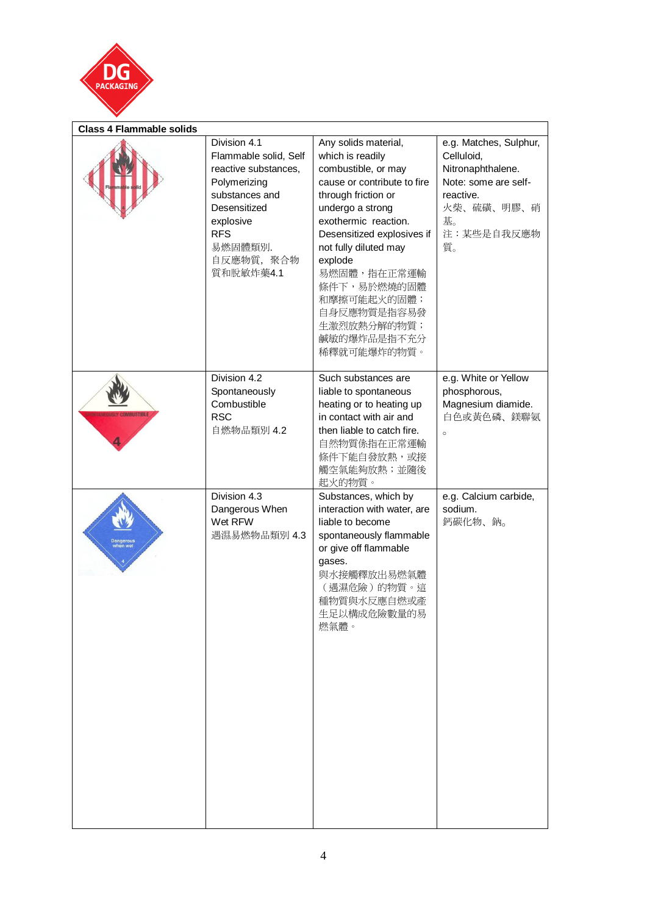| Class 4 Flammable solids | | | |
|---|---|---|---|
| | Division 4.1 Flammable solid, Self reactive substances, Polymerizing substances and Desensitized explosive RFS 易燃固體類別. 自反應物質, 聚合物質和脫敏炸藥4.1 | Any solids material, which is readily combustible, or may cause or contribute to fire through friction or undergo a strong exothermic reaction. Desensitized explosives if not fully diluted may explode 易燃固體，指在正常運輸條件下，易於燃燒的固體和摩擦可能起火的固體；自身反應物質是指容易發生激烈放熱分解的物質；鹹敏的爆炸品是指不充分稀釋就可能爆炸的物質。 | e.g. Matches, Sulphur, Celluloid, Nitronaphthalene. Note: some are self-reactive. 火柴、硫磺、明膠、硝基。注：某些是自我反應物質。 |
| | Division 4.2 Spontaneously Combustible RSC 自燃物品類別 4.2 | Such substances are liable to spontaneous heating or to heating up in contact with air and then liable to catch fire. 自然物質係指在正常運輸條件下能自發放熱，或接觸空氣能夠放熱；並隨後起火的物質。 | e.g. White or Yellow phosphorous, Magnesium diamide. 白色或黃色磷、鎂聯氨。 |
| | Division 4.3 Dangerous When Wet RFW 遇濕易燃物品類別 4.3 | Substances, which by interaction with water, are liable to become spontaneously flammable or give off flammable gases. 與水接觸釋放出易燃氣體（遇濕危險）的物質。這種物質與水反應自燃或產生足以構成危險數量的易燃氣體。 | e.g. Calcium carbide, sodium. 鈣碳化物、鈉。 |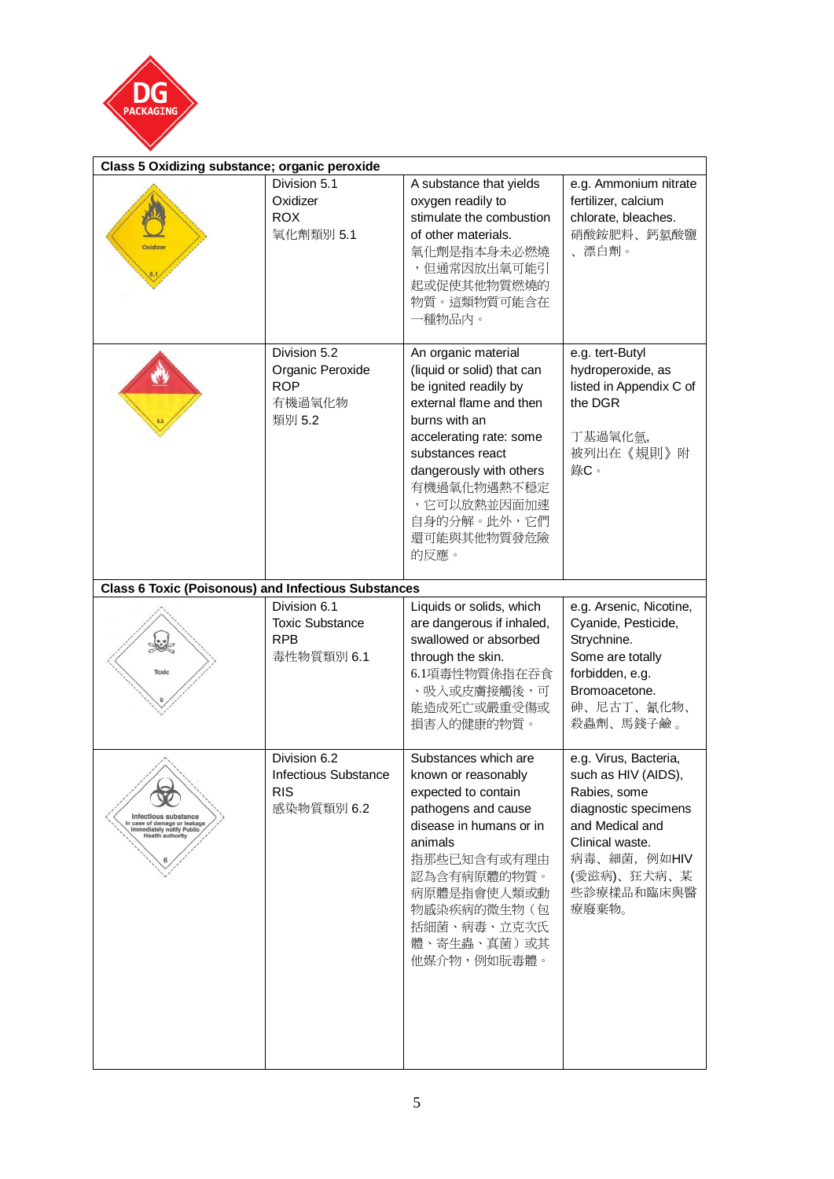| Class 5 Oxidizing substance; organic peroxide | | | |
|---|---|---|---|
| Oxidizer 5.1 | Division 5.1<br>Oxidizer<br>ROX<br>氧化劑類別 5.1 | A substance that yields oxygen readily to stimulate the combustion of other materials.<br>氧化劑是指本身未必燃燒，但通常因放出氧可能引起或促使其他物質燃燒的物質。這類物質可能含在一種物品內。 | e.g. Ammonium nitrate fertilizer, calcium chlorate, bleaches.<br>硝酸銨肥料、鈣氯酸鹽、漂白劑。 |
| 5.2 | Division 5.2<br>Organic Peroxide<br>ROP<br>有機過氧化物類別 5.2 | An organic material (liquid or solid) that can be ignited readily by external flame and then burns with an accelerating rate: some substances react dangerously with others<br>有機過氧化物遇熱不穩定，它可以放熱並因而加速自身的分解。此外，它們還可能與其他物質發危險的反應。 | e.g. tert-Butyl hydroperoxide, as listed in Appendix C of the DGR<br><br>丁基過氧化氫，被列出在《規則》附錄C。 |
| **Class 6 Toxic (Poisonous) and Infectious Substances** | | | |
| Toxic 6 | Division 6.1<br>Toxic Substance<br>RPB<br>毒性物質類別 6.1 | Liquids or solids, which are dangerous if inhaled, swallowed or absorbed through the skin.<br>6.1項毒性物質係指在吞食、吸入或皮膚接觸後，可能造成死亡或嚴重受傷或損害人的健康的物質。 | e.g. Arsenic, Nicotine, Cyanide, Pesticide, Strychnine.<br>Some are totally forbidden, e.g. Bromoacetone.<br>砷、尼古丁、氰化物、殺蟲劑、馬錢子鹼。 |
| Infectious substance In case of damage or leakage immediately notify Public Health authority 6 | Division 6.2<br>Infectious Substance<br>RIS<br>感染物質類別 6.2 | Substances which are known or reasonably expected to contain pathogens and cause disease in humans or in animals<br>指那些已知含有或有理由認為含有病原體的物質。病原體是指會使人類或動物感染疾病的微生物（包括細菌、病毒、立克次氏體、寄生蟲、真菌）或其他媒介物，例如朊毒體。 | e.g. Virus, Bacteria, such as HIV (AIDS), Rabies, some diagnostic specimens and Medical and Clinical waste.<br>病毒、細菌，例如HIV (愛滋病)、狂犬病、某些診療樣品和臨床與醫療廢棄物。 |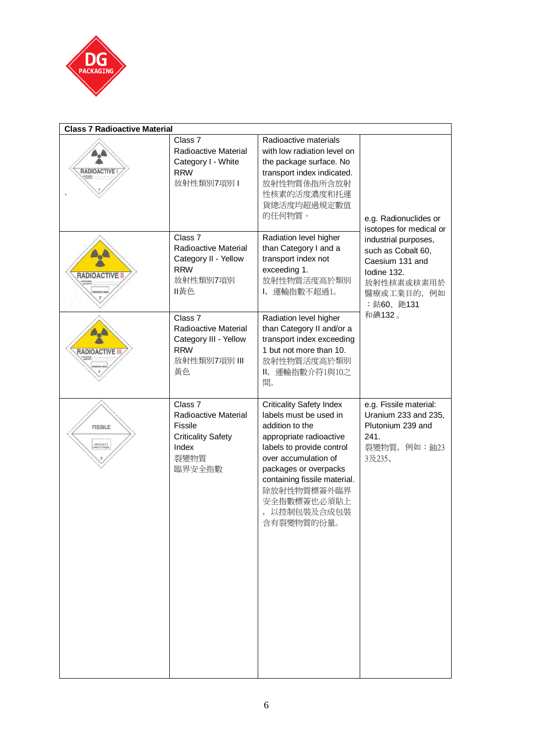| Class 7 Radioactive Material | | | |
|---|---|---|---|
| RADIOACTIVE I | Class 7 Radioactive Material Category I - White RRW 放射性類別7項別 I | Radioactive materials with low radiation level on the package surface. No transport index indicated. 放射性物質係指所含放射性核素的活度濃度和托運貨總活度均超過規定數值的任何物質。 | e.g. Radionuclides or isotopes for medical or industrial purposes, such as Cobalt 60, Caesium 131 and Iodine 132. 放射性核素或核素用於醫療或工業目的，例如：鈷60、銫131和碘132。 |
| RADIOACTIVE II | Class 7 Radioactive Material Category II - Yellow RRW 放射性類別7項別 II黃色 | Radiation level higher than Category I and a transport index not exceeding 1. 放射性物質活度高於類別I，運輸指數不超過1。 | |
| RADIOACTIVE III | Class 7 Radioactive Material Category III - Yellow RRW 放射性類別7項別 III 黃色 | Radiation level higher than Category II and/or a transport index exceeding 1 but not more than 10. 放射性物質活度高於類別II，運輸指數介符1與10之間。 | |
| FISSILE | Class 7 Radioactive Material Fissile Criticality Safety Index 裂變物質 臨界安全指數 | Criticality Safety Index labels must be used in addition to the appropriate radioactive labels to provide control over accumulation of packages or overpacks containing fissile material. 除放射性物質標簽外臨界安全指數標簽也必須貼上，以控制包裝及合成包裝含有裂變物質的份量。 | e.g. Fissile material: Uranium 233 and 235, Plutonium 239 and 241. 裂變物質，例如：鈾233及235、 |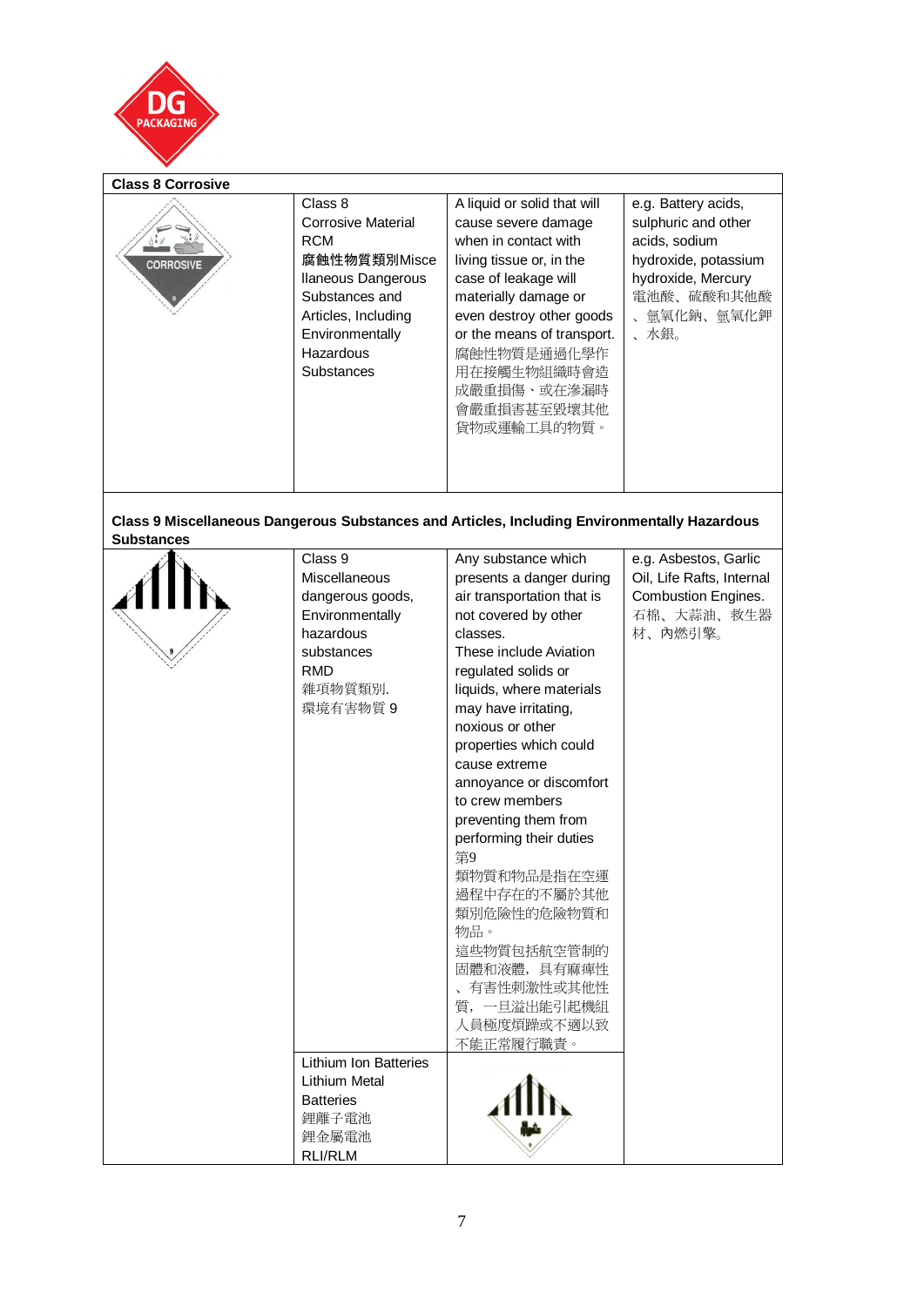| Class 8 Corrosive | | | |
|---|---|---|---|
| CORROSIVE 8 | Class 8 Corrosive Material RCM **腐蝕性物質類別**Miscellaneous Dangerous Substances and Articles, Including Environmentally Hazardous Substances | A liquid or solid that will cause severe damage when in contact with living tissue or, in the case of leakage will materially damage or even destroy other goods or the means of transport. 腐蝕性物質是通過化學作用在接觸生物組織時會造成嚴重損傷、或在滲漏時會嚴重損害甚至毀壞其他貨物或運輸工具的物質。 | e.g. Battery acids, sulphuric and other acids, sodium hydroxide, potassium hydroxide, Mercury 電池酸、硫酸和其他酸、氫氧化鈉、氫氧化鉀、水銀。 |

| Class 9 Miscellaneous Dangerous Substances and Articles, Including Environmentally Hazardous Substances | | | |
|---|---|---|---|
| 9 | Class 9 Miscellaneous dangerous goods, Environmentally hazardous substances RMD 雜項物質類別. 環境有害物質 9 | Any substance which presents a danger during air transportation that is not covered by other classes. These include Aviation regulated solids or liquids, where materials may have irritating, noxious or other properties which could cause extreme annoyance or discomfort to crew members preventing them from performing their duties 第9類物質和物品是指在空運過程中存在的不屬於其他類別危險性的危險物質和物品。 這些物質包括航空管制的固體和液體，具有麻痺性、有害性刺激性或其他性質，一旦溢出能引起機組人員極度煩躁或不適以致不能正常履行職責。 | e.g. Asbestos, Garlic Oil, Life Rafts, Internal Combustion Engines. 石棉、大蒜油、救生器材、內燃引擎。 |
| | Lithium Ion Batteries Lithium Metal Batteries 鋰離子電池 鋰金屬電池 RLI/RLM | | |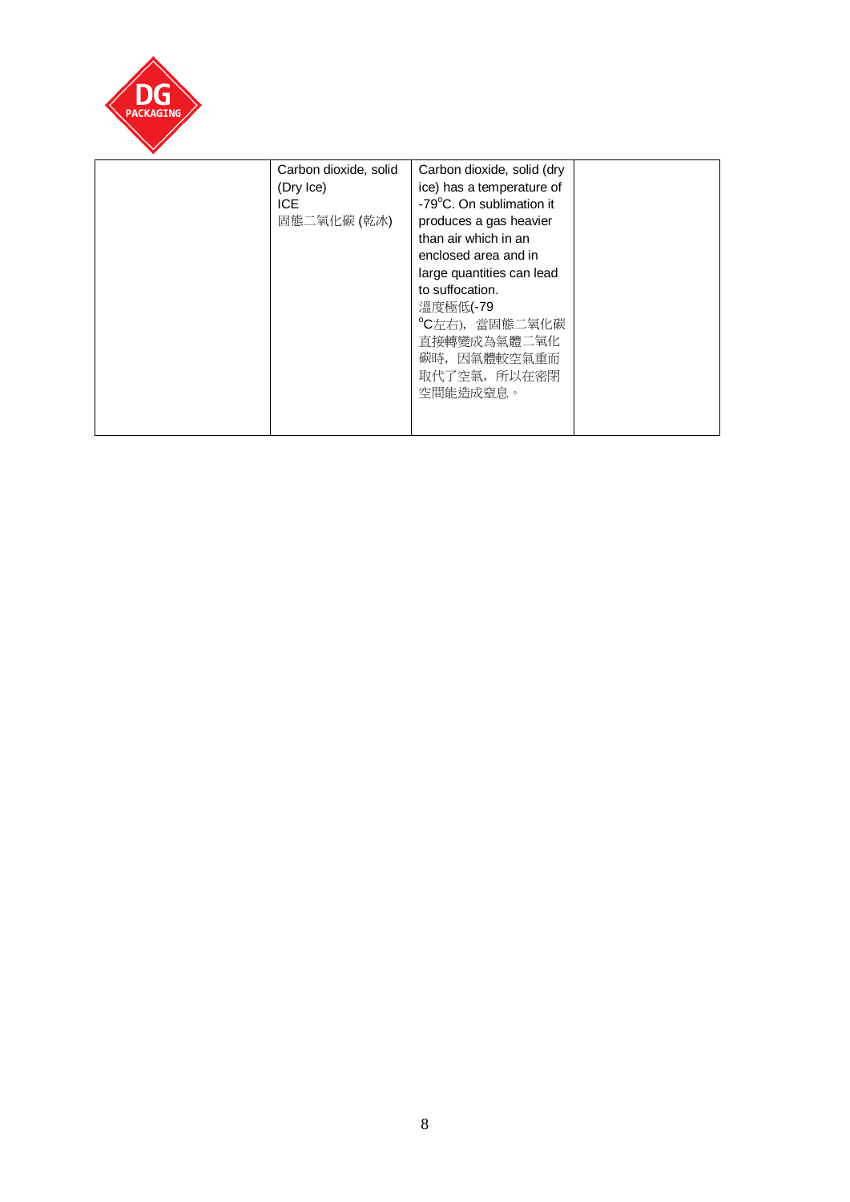| | | | |
|---|---|---|---|
| | Carbon dioxide, solid (Dry Ice)<br>ICE<br>固態二氧化碳 (乾冰) | Carbon dioxide, solid (dry ice) has a temperature of -79°C. On sublimation it produces a gas heavier than air which in an enclosed area and in large quantities can lead to suffocation.<br>溫度極低(-79 °C左右)，當固態二氧化碳直接轉變成為氣體二氧化碳時，因氣體較空氣重而取代了空氣，所以在密閉空間能造成窒息。 | |